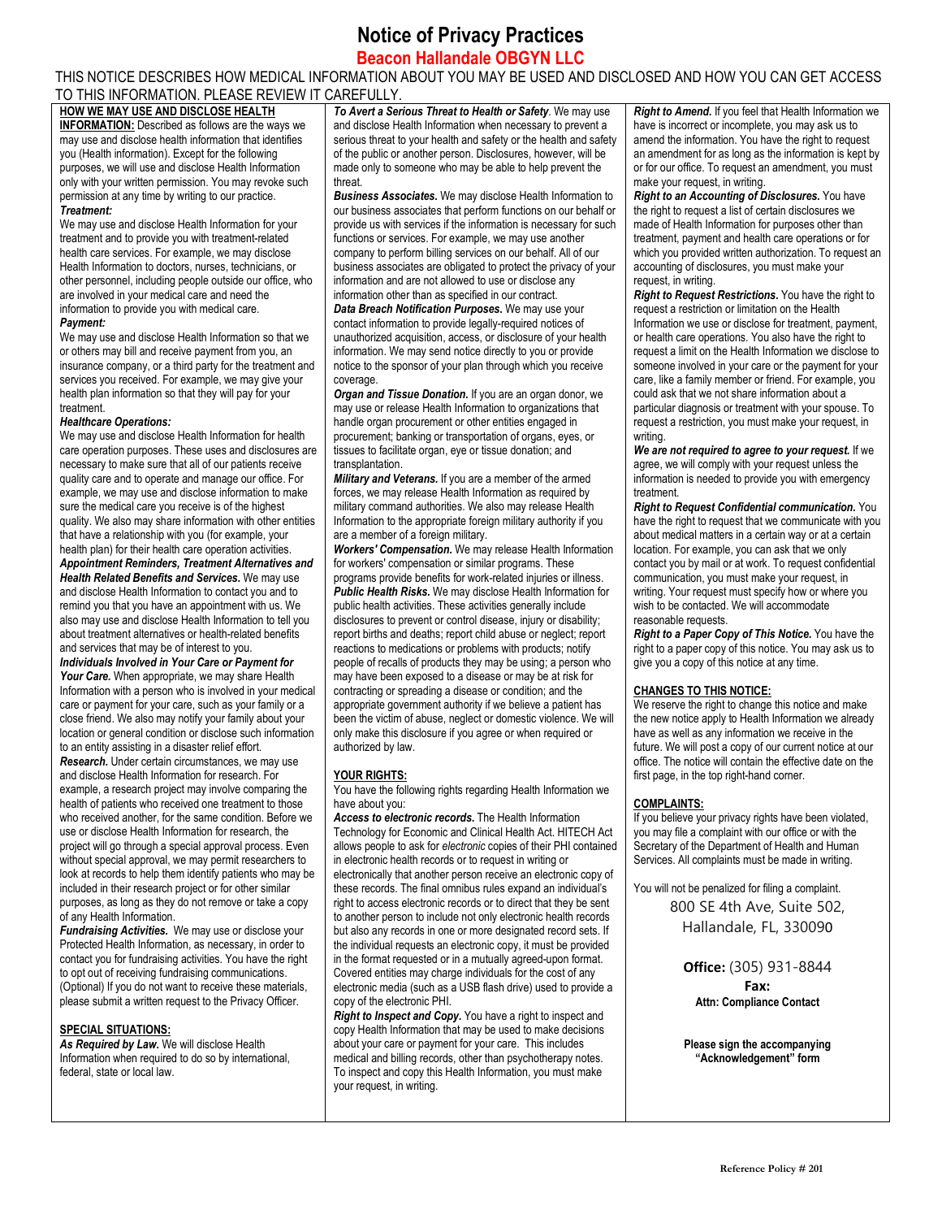# Notice of Privacy Practices

## Beacon Hallandale OBGYN LLC

THIS NOTICE DESCRIBES HOW MEDICAL INFORMATION ABOUT YOU MAY BE USED AND DISCLOSED AND HOW YOU CAN GET ACCESS TO THIS INFORMATION. PLEASE REVIEW IT CAREFULLY.

**HOW WE MAY USE AND DISCLOSE HEALTH INFORMATION:** Described as follows are the ways we may use and disclose health information that identifies you (Health information). Except for the following purposes, we will use and disclose Health Information only with your written permission. You may revoke such permission at any time by writing to our practice.

***Treatment:***

We may use and disclose Health Information for your treatment and to provide you with treatment-related health care services. For example, we may disclose Health Information to doctors, nurses, technicians, or other personnel, including people outside our office, who are involved in your medical care and need the information to provide you with medical care.

***Payment:***

We may use and disclose Health Information so that we or others may bill and receive payment from you, an insurance company, or a third party for the treatment and services you received. For example, we may give your health plan information so that they will pay for your treatment.

***Healthcare Operations:***

We may use and disclose Health Information for health care operation purposes. These uses and disclosures are necessary to make sure that all of our patients receive quality care and to operate and manage our office. For example, we may use and disclose information to make sure the medical care you receive is of the highest quality. We also may share information with other entities that have a relationship with you (for example, your health plan) for their health care operation activities.

***Appointment Reminders, Treatment Alternatives and Health Related Benefits and Services.*** We may use and disclose Health Information to contact you and to remind you that you have an appointment with us. We also may use and disclose Health Information to tell you about treatment alternatives or health-related benefits and services that may be of interest to you.

***Individuals Involved in Your Care or Payment for Your Care.*** When appropriate, we may share Health Information with a person who is involved in your medical care or payment for your care, such as your family or a close friend. We also may notify your family about your location or general condition or disclose such information to an entity assisting in a disaster relief effort.

***Research.*** Under certain circumstances, we may use and disclose Health Information for research. For example, a research project may involve comparing the health of patients who received one treatment to those who received another, for the same condition. Before we use or disclose Health Information for research, the project will go through a special approval process. Even without special approval, we may permit researchers to look at records to help them identify patients who may be included in their research project or for other similar purposes, as long as they do not remove or take a copy of any Health Information.

***Fundraising Activities.*** We may use or disclose your Protected Health Information, as necessary, in order to contact you for fundraising activities. You have the right to opt out of receiving fundraising communications. (Optional) If you do not want to receive these materials, please submit a written request to the Privacy Officer.

**SPECIAL SITUATIONS:**

***As Required by Law.*** We will disclose Health Information when required to do so by international, federal, state or local law.

***To Avert a Serious Threat to Health or Safety***. We may use and disclose Health Information when necessary to prevent a serious threat to your health and safety or the health and safety of the public or another person. Disclosures, however, will be made only to someone who may be able to help prevent the threat.

***Business Associates.*** We may disclose Health Information to our business associates that perform functions on our behalf or provide us with services if the information is necessary for such functions or services. For example, we may use another company to perform billing services on our behalf. All of our business associates are obligated to protect the privacy of your information and are not allowed to use or disclose any information other than as specified in our contract.

***Data Breach Notification Purposes.*** We may use your contact information to provide legally-required notices of unauthorized acquisition, access, or disclosure of your health information. We may send notice directly to you or provide notice to the sponsor of your plan through which you receive coverage.

***Organ and Tissue Donation.*** If you are an organ donor, we may use or release Health Information to organizations that handle organ procurement or other entities engaged in procurement; banking or transportation of organs, eyes, or tissues to facilitate organ, eye or tissue donation; and transplantation.

***Military and Veterans.*** If you are a member of the armed forces, we may release Health Information as required by military command authorities. We also may release Health Information to the appropriate foreign military authority if you are a member of a foreign military.

***Workers' Compensation.*** We may release Health Information for workers' compensation or similar programs. These programs provide benefits for work-related injuries or illness.

***Public Health Risks.*** We may disclose Health Information for public health activities. These activities generally include disclosures to prevent or control disease, injury or disability; report births and deaths; report child abuse or neglect; report reactions to medications or problems with products; notify people of recalls of products they may be using; a person who may have been exposed to a disease or may be at risk for contracting or spreading a disease or condition; and the appropriate government authority if we believe a patient has been the victim of abuse, neglect or domestic violence. We will only make this disclosure if you agree or when required or authorized by law.

**YOUR RIGHTS:**

You have the following rights regarding Health Information we have about you:

***Access to electronic records.*** The Health Information Technology for Economic and Clinical Health Act. HITECH Act allows people to ask for *electronic* copies of their PHI contained in electronic health records or to request in writing or electronically that another person receive an electronic copy of these records. The final omnibus rules expand an individual's right to access electronic records or to direct that they be sent to another person to include not only electronic health records but also any records in one or more designated record sets. If the individual requests an electronic copy, it must be provided in the format requested or in a mutually agreed-upon format. Covered entities may charge individuals for the cost of any electronic media (such as a USB flash drive) used to provide a copy of the electronic PHI.

***Right to Inspect and Copy.*** You have a right to inspect and copy Health Information that may be used to make decisions about your care or payment for your care. This includes medical and billing records, other than psychotherapy notes. To inspect and copy this Health Information, you must make your request, in writing.

***Right to Amend.*** If you feel that Health Information we have is incorrect or incomplete, you may ask us to amend the information. You have the right to request an amendment for as long as the information is kept by or for our office. To request an amendment, you must make your request, in writing.

***Right to an Accounting of Disclosures.*** You have the right to request a list of certain disclosures we made of Health Information for purposes other than treatment, payment and health care operations or for which you provided written authorization. To request an accounting of disclosures, you must make your request, in writing.

***Right to Request Restrictions.*** You have the right to request a restriction or limitation on the Health Information we use or disclose for treatment, payment, or health care operations. You also have the right to request a limit on the Health Information we disclose to someone involved in your care or the payment for your care, like a family member or friend. For example, you could ask that we not share information about a particular diagnosis or treatment with your spouse. To request a restriction, you must make your request, in writing.

***We are not required to agree to your request.*** If we agree, we will comply with your request unless the information is needed to provide you with emergency treatment.

***Right to Request Confidential communication.*** You have the right to request that we communicate with you about medical matters in a certain way or at a certain location. For example, you can ask that we only contact you by mail or at work. To request confidential communication, you must make your request, in writing. Your request must specify how or where you wish to be contacted. We will accommodate reasonable requests.

***Right to a Paper Copy of This Notice.*** You have the right to a paper copy of this notice. You may ask us to give you a copy of this notice at any time.

**CHANGES TO THIS NOTICE:**

We reserve the right to change this notice and make the new notice apply to Health Information we already have as well as any information we receive in the future. We will post a copy of our current notice at our office. The notice will contain the effective date on the first page, in the top right-hand corner.

**COMPLAINTS:**

If you believe your privacy rights have been violated, you may file a complaint with our office or with the Secretary of the Department of Health and Human Services. All complaints must be made in writing.

You will not be penalized for filing a complaint.

800 SE 4th Ave, Suite 502,
Hallandale, FL, 330090

**Office:** (305) 931-8844

**Fax:**

**Attn: Compliance Contact**

**Please sign the accompanying "Acknowledgement" form**

Reference Policy # 201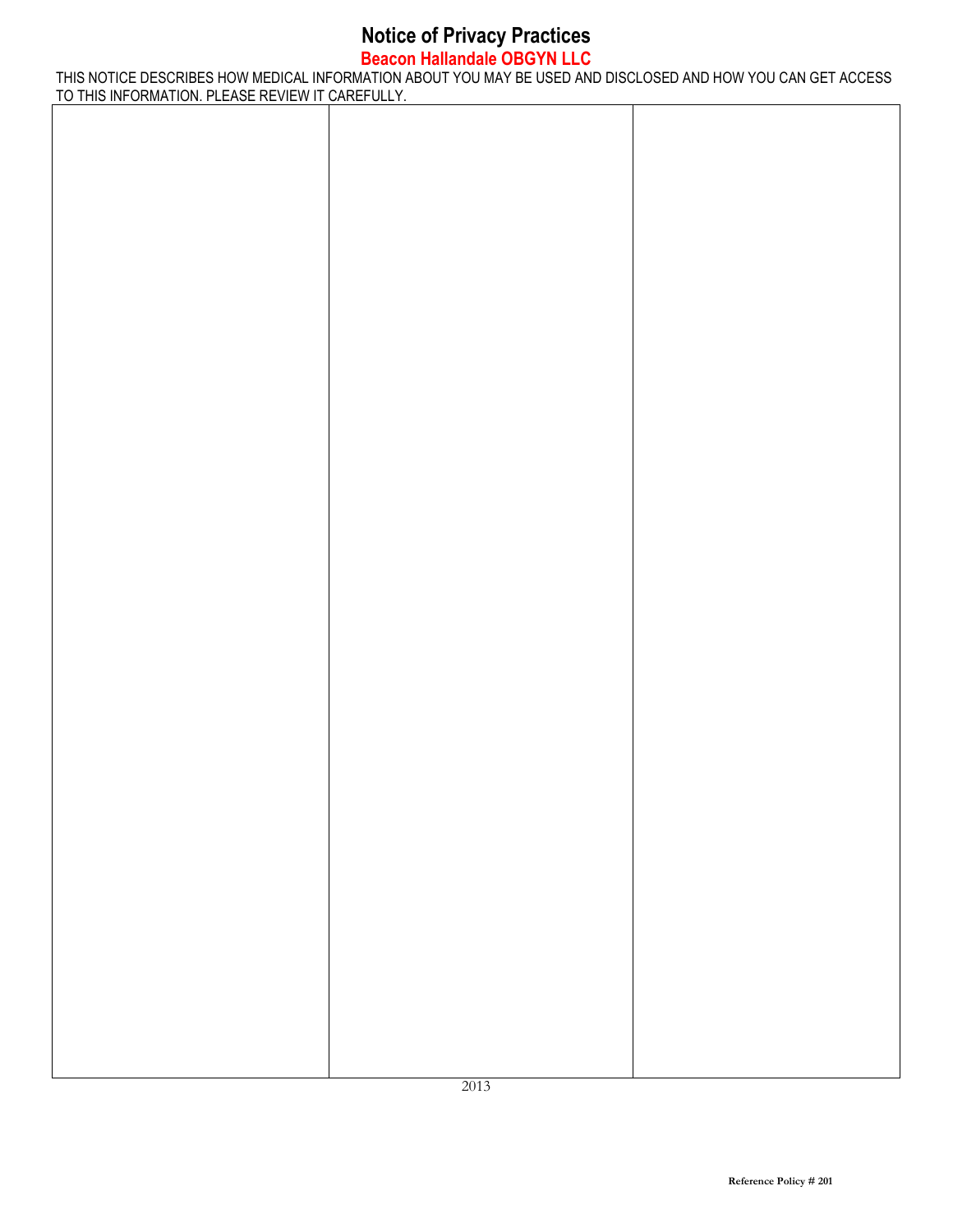# Notice of Privacy Practices

## Beacon Hallandale OBGYN LLC

THIS NOTICE DESCRIBES HOW MEDICAL INFORMATION ABOUT YOU MAY BE USED AND DISCLOSED AND HOW YOU CAN GET ACCESS TO THIS INFORMATION. PLEASE REVIEW IT CAREFULLY.

2013

Reference Policy # 201